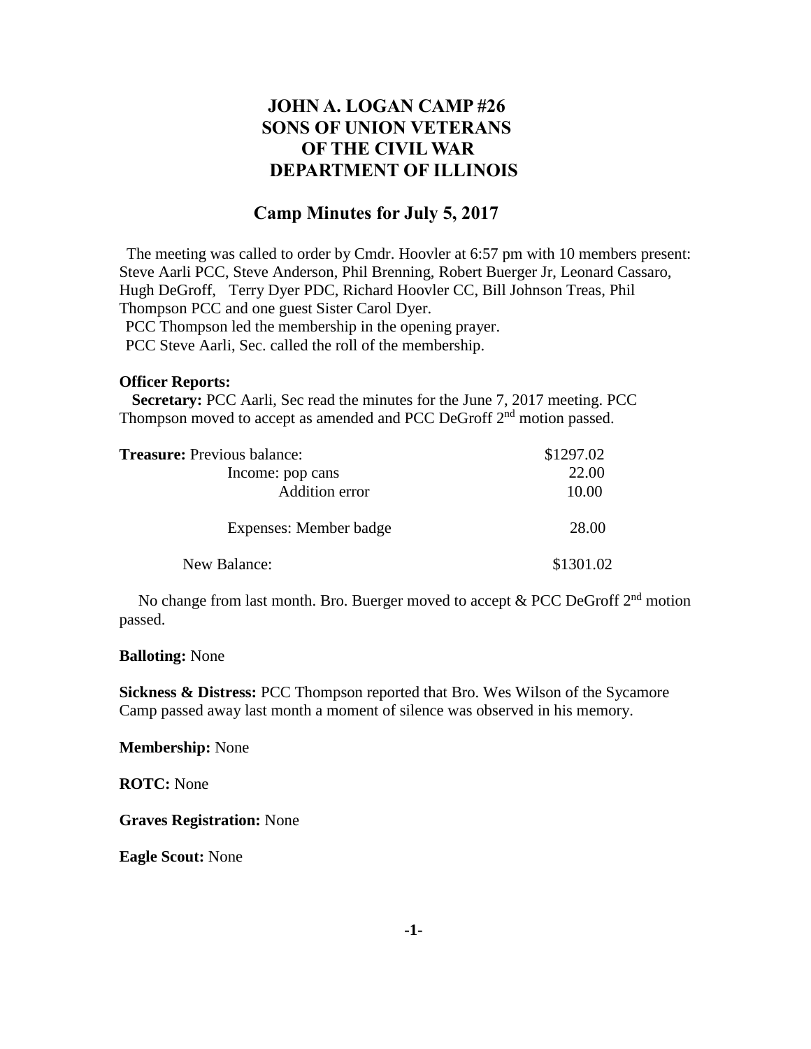# JOHN A. LOGAN CAMP #26
# SONS OF UNION VETERANS
# OF THE CIVIL WAR
# DEPARTMENT OF ILLINOIS

## Camp Minutes for July 5, 2017

The meeting was called to order by Cmdr. Hoovler at 6:57 pm with 10 members present: Steve Aarli PCC, Steve Anderson, Phil Brenning, Robert Buerger Jr, Leonard Cassaro, Hugh DeGroff, Terry Dyer PDC, Richard Hoovler CC, Bill Johnson Treas, Phil Thompson PCC and one guest Sister Carol Dyer.

PCC Thompson led the membership in the opening prayer.

PCC Steve Aarli, Sec. called the roll of the membership.

**Officer Reports:**

**Secretary:** PCC Aarli, Sec read the minutes for the June 7, 2017 meeting. PCC Thompson moved to accept as amended and PCC DeGroff 2nd motion passed.

| **Treasure:** Previous balance: | \$1297.02 |
|---|---|
| Income: pop cans | 22.00 |
| Addition error | 10.00 |
| Expenses: Member badge | 28.00 |
| New Balance: | \$1301.02 |

No change from last month. Bro. Buerger moved to accept & PCC DeGroff 2nd motion passed.

**Balloting:** None

**Sickness & Distress:** PCC Thompson reported that Bro. Wes Wilson of the Sycamore Camp passed away last month a moment of silence was observed in his memory.

**Membership:** None

**ROTC:** None

**Graves Registration:** None

**Eagle Scout:** None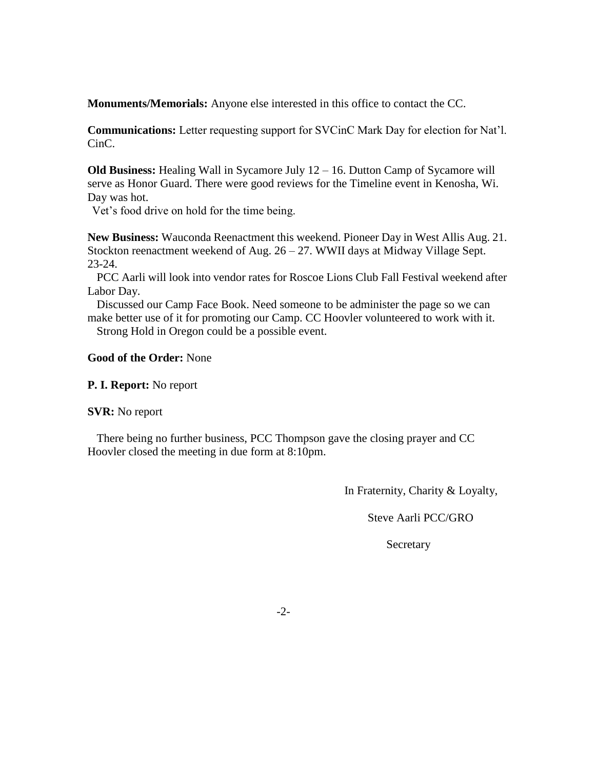**Monuments/Memorials:** Anyone else interested in this office to contact the CC.

**Communications:** Letter requesting support for SVCinC Mark Day for election for Nat'l. CinC.

**Old Business:** Healing Wall in Sycamore July 12 – 16. Dutton Camp of Sycamore will serve as Honor Guard. There were good reviews for the Timeline event in Kenosha, Wi. Day was hot.

Vet's food drive on hold for the time being.

**New Business:** Wauconda Reenactment this weekend. Pioneer Day in West Allis Aug. 21. Stockton reenactment weekend of Aug. 26 – 27. WWII days at Midway Village Sept. 23-24.

PCC Aarli will look into vendor rates for Roscoe Lions Club Fall Festival weekend after Labor Day.

Discussed our Camp Face Book. Need someone to be administer the page so we can make better use of it for promoting our Camp. CC Hoovler volunteered to work with it.

Strong Hold in Oregon could be a possible event.

**Good of the Order:** None

**P. I. Report:** No report

**SVR:** No report

There being no further business, PCC Thompson gave the closing prayer and CC Hoovler closed the meeting in due form at 8:10pm.

In Fraternity, Charity & Loyalty,

Steve Aarli PCC/GRO

Secretary